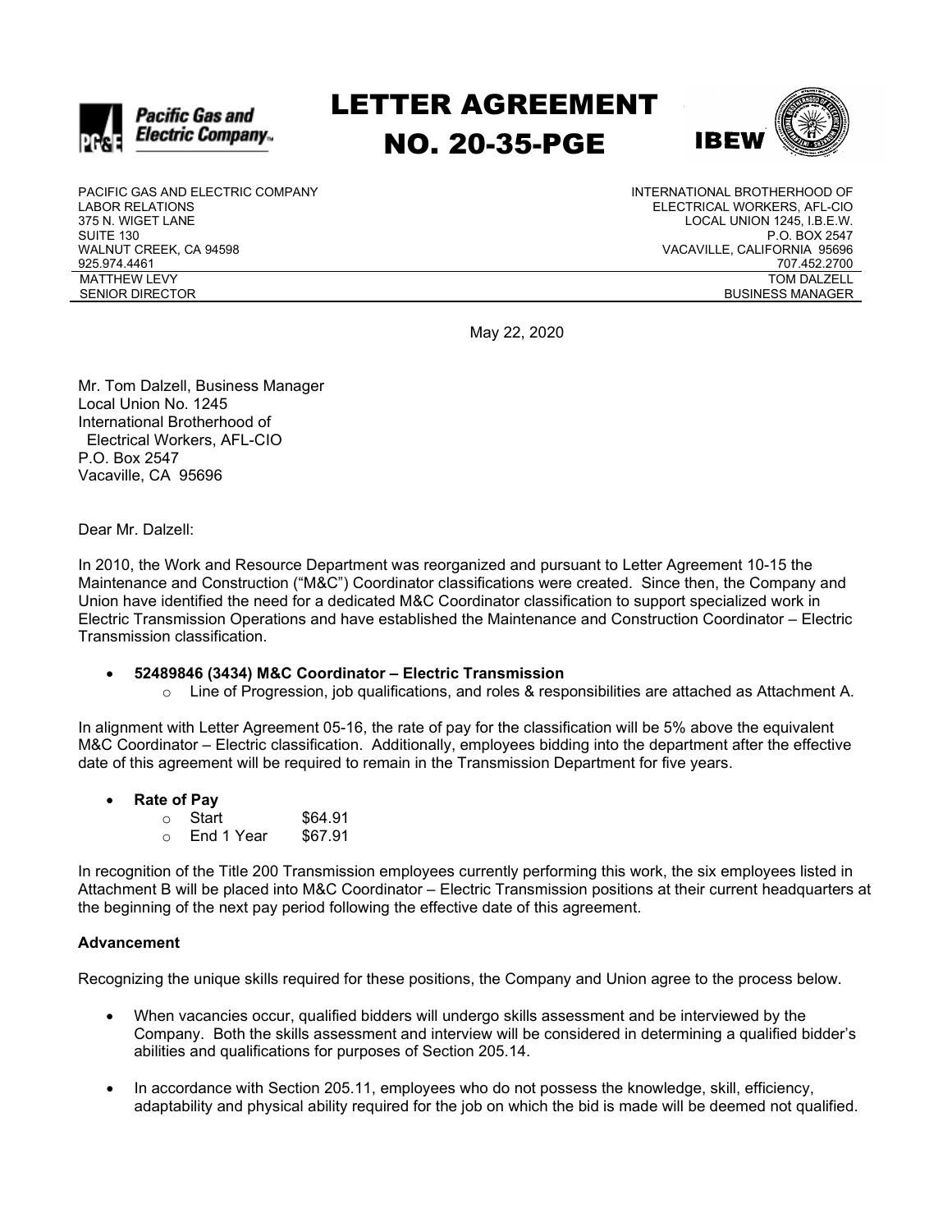# LETTER AGREEMENT NO. 20-35-PGE

PACIFIC GAS AND ELECTRIC COMPANY
LABOR RELATIONS
375 N. WIGET LANE
SUITE 130
WALNUT CREEK, CA 94598
925.974.4461
MATTHEW LEVY
SENIOR DIRECTOR

INTERNATIONAL BROTHERHOOD OF
ELECTRICAL WORKERS, AFL-CIO
LOCAL UNION 1245, I.B.E.W.
P.O. BOX 2547
VACAVILLE, CALIFORNIA 95696
707.452.2700
TOM DALZELL
BUSINESS MANAGER

May 22, 2020

Mr. Tom Dalzell, Business Manager
Local Union No. 1245
International Brotherhood of
Electrical Workers, AFL-CIO
P.O. Box 2547
Vacaville, CA 95696

Dear Mr. Dalzell:

In 2010, the Work and Resource Department was reorganized and pursuant to Letter Agreement 10-15 the Maintenance and Construction ("M&C") Coordinator classifications were created. Since then, the Company and Union have identified the need for a dedicated M&C Coordinator classification to support specialized work in Electric Transmission Operations and have established the Maintenance and Construction Coordinator – Electric Transmission classification.

- **52489846 (3434) M&C Coordinator – Electric Transmission**
  - Line of Progression, job qualifications, and roles & responsibilities are attached as Attachment A.

In alignment with Letter Agreement 05-16, the rate of pay for the classification will be 5% above the equivalent M&C Coordinator – Electric classification. Additionally, employees bidding into the department after the effective date of this agreement will be required to remain in the Transmission Department for five years.

- **Rate of Pay**
  - Start $64.91
  - End 1 Year $67.91

In recognition of the Title 200 Transmission employees currently performing this work, the six employees listed in Attachment B will be placed into M&C Coordinator – Electric Transmission positions at their current headquarters at the beginning of the next pay period following the effective date of this agreement.

**Advancement**

Recognizing the unique skills required for these positions, the Company and Union agree to the process below.

- When vacancies occur, qualified bidders will undergo skills assessment and be interviewed by the Company. Both the skills assessment and interview will be considered in determining a qualified bidder's abilities and qualifications for purposes of Section 205.14.
- In accordance with Section 205.11, employees who do not possess the knowledge, skill, efficiency, adaptability and physical ability required for the job on which the bid is made will be deemed not qualified.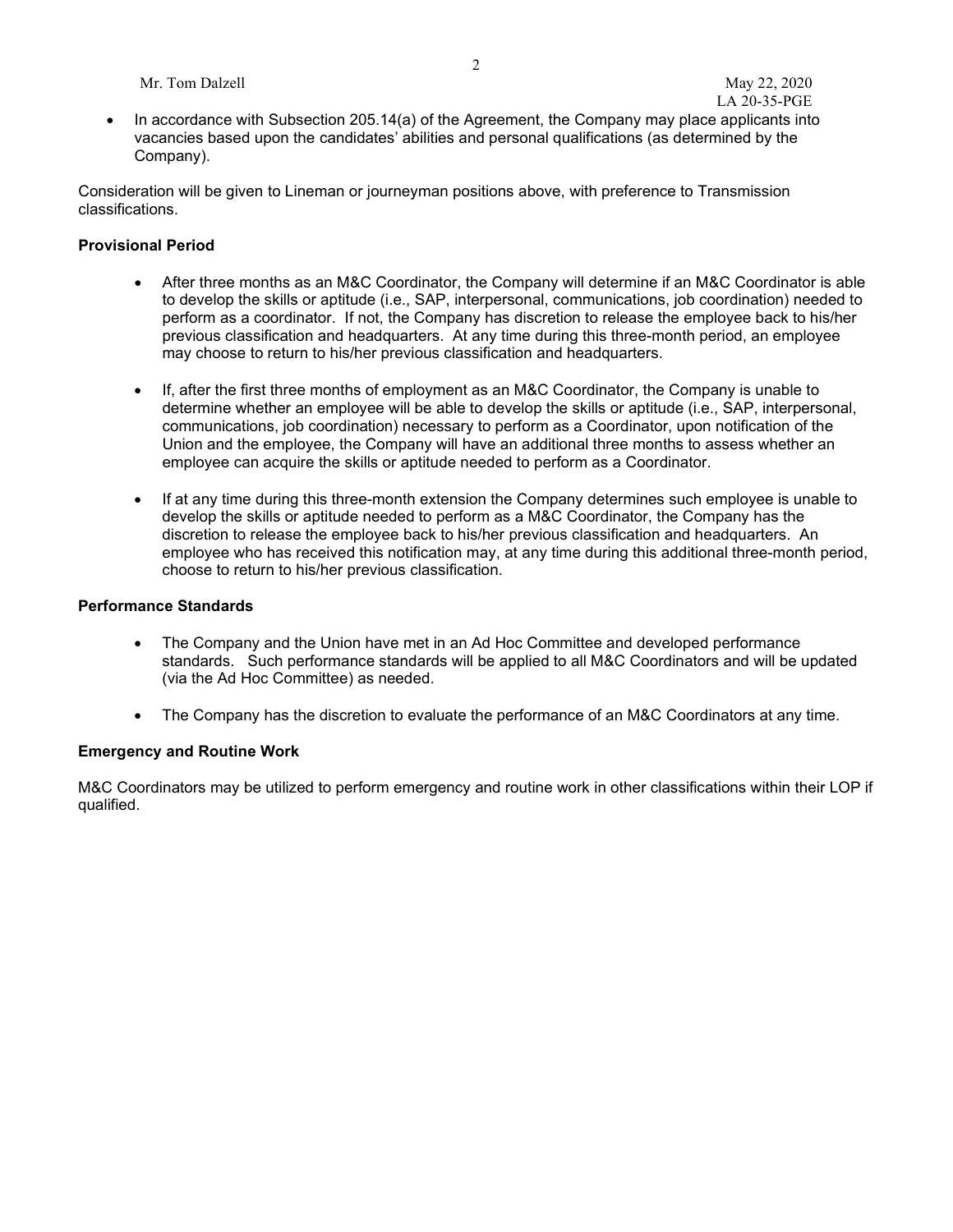- In accordance with Subsection 205.14(a) of the Agreement, the Company may place applicants into vacancies based upon the candidates' abilities and personal qualifications (as determined by the Company).

Consideration will be given to Lineman or journeyman positions above, with preference to Transmission classifications.

**Provisional Period**

- After three months as an M&C Coordinator, the Company will determine if an M&C Coordinator is able to develop the skills or aptitude (i.e., SAP, interpersonal, communications, job coordination) needed to perform as a coordinator. If not, the Company has discretion to release the employee back to his/her previous classification and headquarters. At any time during this three-month period, an employee may choose to return to his/her previous classification and headquarters.

- If, after the first three months of employment as an M&C Coordinator, the Company is unable to determine whether an employee will be able to develop the skills or aptitude (i.e., SAP, interpersonal, communications, job coordination) necessary to perform as a Coordinator, upon notification of the Union and the employee, the Company will have an additional three months to assess whether an employee can acquire the skills or aptitude needed to perform as a Coordinator.

- If at any time during this three-month extension the Company determines such employee is unable to develop the skills or aptitude needed to perform as a M&C Coordinator, the Company has the discretion to release the employee back to his/her previous classification and headquarters. An employee who has received this notification may, at any time during this additional three-month period, choose to return to his/her previous classification.

**Performance Standards**

- The Company and the Union have met in an Ad Hoc Committee and developed performance standards. Such performance standards will be applied to all M&C Coordinators and will be updated (via the Ad Hoc Committee) as needed.

- The Company has the discretion to evaluate the performance of an M&C Coordinators at any time.

**Emergency and Routine Work**

M&C Coordinators may be utilized to perform emergency and routine work in other classifications within their LOP if qualified.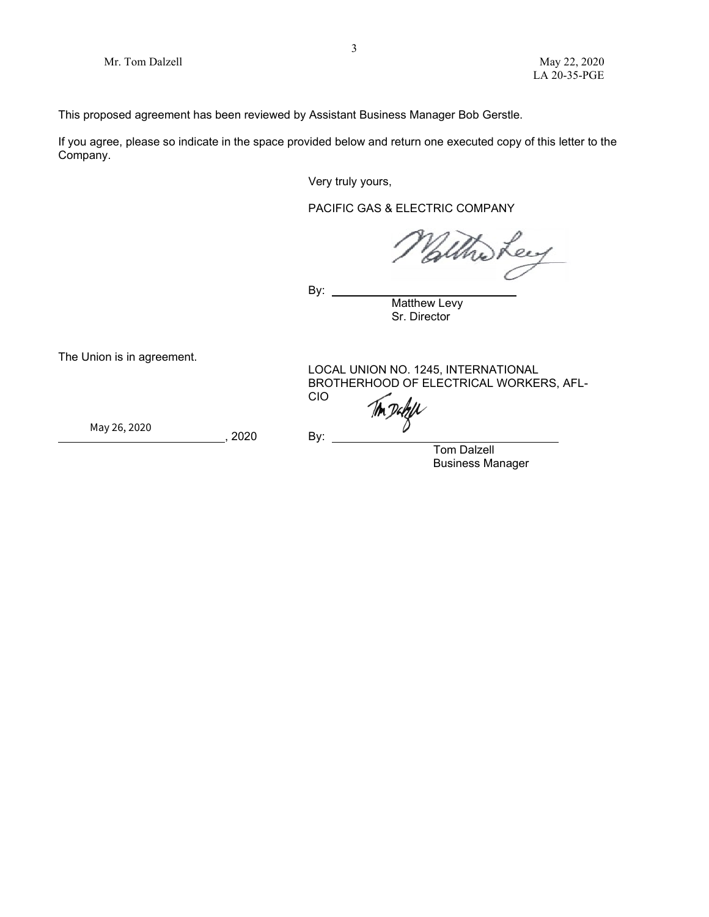Mr. Tom Dalzell

May 22, 2020
LA 20-35-PGE

This proposed agreement has been reviewed by Assistant Business Manager Bob Gerstle.

If you agree, please so indicate in the space provided below and return one executed copy of this letter to the Company.

Very truly yours,

PACIFIC GAS & ELECTRIC COMPANY

By: ______________________
Matthew Levy
Sr. Director

The Union is in agreement.

LOCAL UNION NO. 1245, INTERNATIONAL BROTHERHOOD OF ELECTRICAL WORKERS, AFL-CIO

May 26, 2020 ______________________, 2020

By: ______________________
Tom Dalzell
Business Manager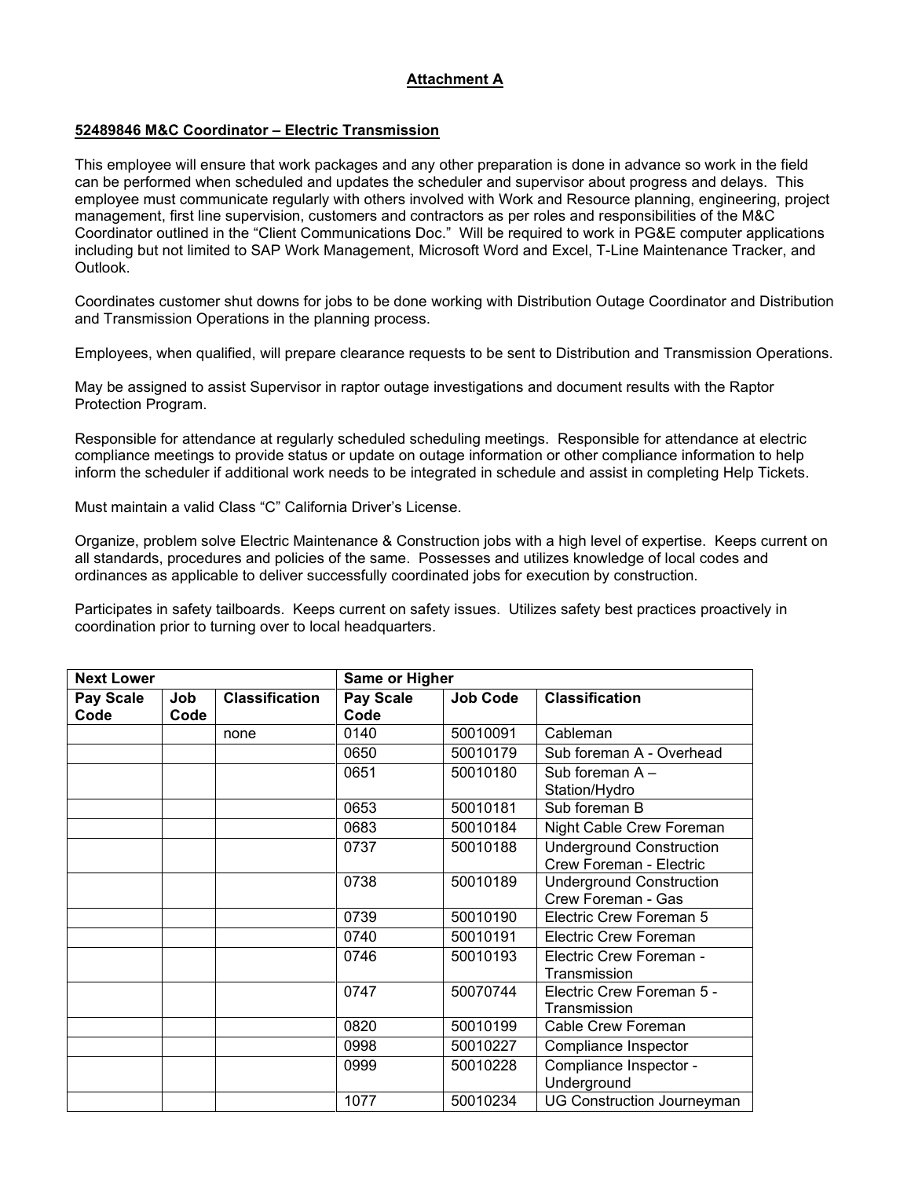**Attachment A**

**52489846 M&C Coordinator – Electric Transmission**

This employee will ensure that work packages and any other preparation is done in advance so work in the field can be performed when scheduled and updates the scheduler and supervisor about progress and delays. This employee must communicate regularly with others involved with Work and Resource planning, engineering, project management, first line supervision, customers and contractors as per roles and responsibilities of the M&C Coordinator outlined in the "Client Communications Doc." Will be required to work in PG&E computer applications including but not limited to SAP Work Management, Microsoft Word and Excel, T-Line Maintenance Tracker, and Outlook.

Coordinates customer shut downs for jobs to be done working with Distribution Outage Coordinator and Distribution and Transmission Operations in the planning process.

Employees, when qualified, will prepare clearance requests to be sent to Distribution and Transmission Operations.

May be assigned to assist Supervisor in raptor outage investigations and document results with the Raptor Protection Program.

Responsible for attendance at regularly scheduled scheduling meetings. Responsible for attendance at electric compliance meetings to provide status or update on outage information or other compliance information to help inform the scheduler if additional work needs to be integrated in schedule and assist in completing Help Tickets.

Must maintain a valid Class "C" California Driver's License.

Organize, problem solve Electric Maintenance & Construction jobs with a high level of expertise. Keeps current on all standards, procedures and policies of the same. Possesses and utilizes knowledge of local codes and ordinances as applicable to deliver successfully coordinated jobs for execution by construction.

Participates in safety tailboards. Keeps current on safety issues. Utilizes safety best practices proactively in coordination prior to turning over to local headquarters.

| Next Lower | | | Same or Higher | | |
|---|---|---|---|---|---|
| Pay Scale Code | Job Code | Classification | Pay Scale Code | Job Code | Classification |
| | | none | 0140 | 50010091 | Cableman |
| | | | 0650 | 50010179 | Sub foreman A - Overhead |
| | | | 0651 | 50010180 | Sub foreman A – Station/Hydro |
| | | | 0653 | 50010181 | Sub foreman B |
| | | | 0683 | 50010184 | Night Cable Crew Foreman |
| | | | 0737 | 50010188 | Underground Construction Crew Foreman - Electric |
| | | | 0738 | 50010189 | Underground Construction Crew Foreman - Gas |
| | | | 0739 | 50010190 | Electric Crew Foreman 5 |
| | | | 0740 | 50010191 | Electric Crew Foreman |
| | | | 0746 | 50010193 | Electric Crew Foreman - Transmission |
| | | | 0747 | 50070744 | Electric Crew Foreman 5 - Transmission |
| | | | 0820 | 50010199 | Cable Crew Foreman |
| | | | 0998 | 50010227 | Compliance Inspector |
| | | | 0999 | 50010228 | Compliance Inspector - Underground |
| | | | 1077 | 50010234 | UG Construction Journeyman |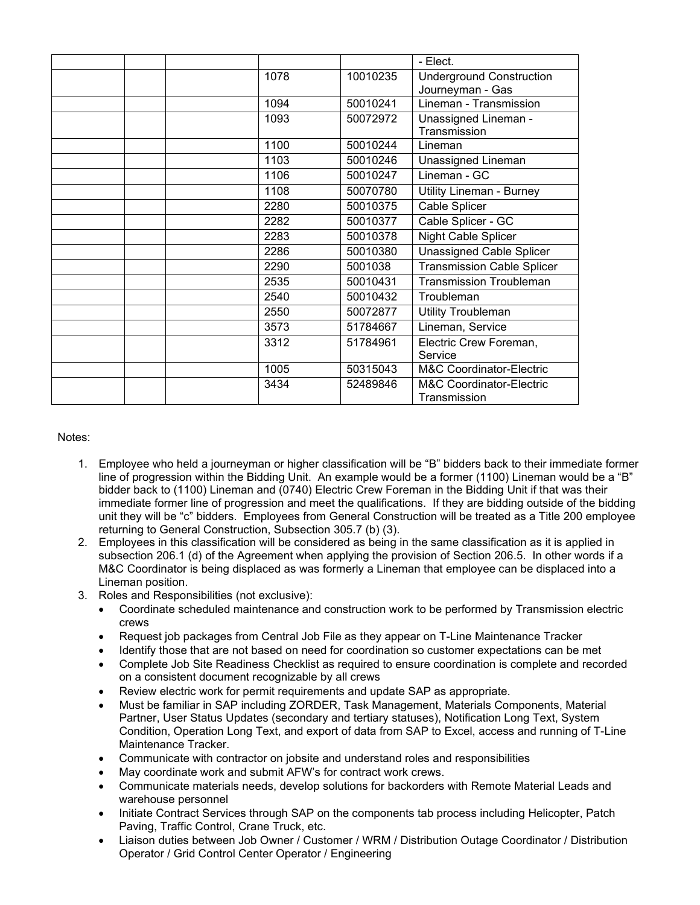| | | | | | - Elect. |
|---|---|---|---|---|---|
| | | | 1078 | 10010235 | Underground Construction Journeyman - Gas |
| | | | 1094 | 50010241 | Lineman - Transmission |
| | | | 1093 | 50072972 | Unassigned Lineman - Transmission |
| | | | 1100 | 50010244 | Lineman |
| | | | 1103 | 50010246 | Unassigned Lineman |
| | | | 1106 | 50010247 | Lineman - GC |
| | | | 1108 | 50070780 | Utility Lineman - Burney |
| | | | 2280 | 50010375 | Cable Splicer |
| | | | 2282 | 50010377 | Cable Splicer - GC |
| | | | 2283 | 50010378 | Night Cable Splicer |
| | | | 2286 | 50010380 | Unassigned Cable Splicer |
| | | | 2290 | 5001038 | Transmission Cable Splicer |
| | | | 2535 | 50010431 | Transmission Troubleman |
| | | | 2540 | 50010432 | Troubleman |
| | | | 2550 | 50072877 | Utility Troubleman |
| | | | 3573 | 51784667 | Lineman, Service |
| | | | 3312 | 51784961 | Electric Crew Foreman, Service |
| | | | 1005 | 50315043 | M&C Coordinator-Electric |
| | | | 3434 | 52489846 | M&C Coordinator-Electric Transmission |

Notes:

1. Employee who held a journeyman or higher classification will be "B" bidders back to their immediate former line of progression within the Bidding Unit. An example would be a former (1100) Lineman would be a "B" bidder back to (1100) Lineman and (0740) Electric Crew Foreman in the Bidding Unit if that was their immediate former line of progression and meet the qualifications. If they are bidding outside of the bidding unit they will be "c" bidders. Employees from General Construction will be treated as a Title 200 employee returning to General Construction, Subsection 305.7 (b) (3).
2. Employees in this classification will be considered as being in the same classification as it is applied in subsection 206.1 (d) of the Agreement when applying the provision of Section 206.5. In other words if a M&C Coordinator is being displaced as was formerly a Lineman that employee can be displaced into a Lineman position.
3. Roles and Responsibilities (not exclusive):
   - Coordinate scheduled maintenance and construction work to be performed by Transmission electric crews
   - Request job packages from Central Job File as they appear on T-Line Maintenance Tracker
   - Identify those that are not based on need for coordination so customer expectations can be met
   - Complete Job Site Readiness Checklist as required to ensure coordination is complete and recorded on a consistent document recognizable by all crews
   - Review electric work for permit requirements and update SAP as appropriate.
   - Must be familiar in SAP including ZORDER, Task Management, Materials Components, Material Partner, User Status Updates (secondary and tertiary statuses), Notification Long Text, System Condition, Operation Long Text, and export of data from SAP to Excel, access and running of T-Line Maintenance Tracker.
   - Communicate with contractor on jobsite and understand roles and responsibilities
   - May coordinate work and submit AFW's for contract work crews.
   - Communicate materials needs, develop solutions for backorders with Remote Material Leads and warehouse personnel
   - Initiate Contract Services through SAP on the components tab process including Helicopter, Patch Paving, Traffic Control, Crane Truck, etc.
   - Liaison duties between Job Owner / Customer / WRM / Distribution Outage Coordinator / Distribution Operator / Grid Control Center Operator / Engineering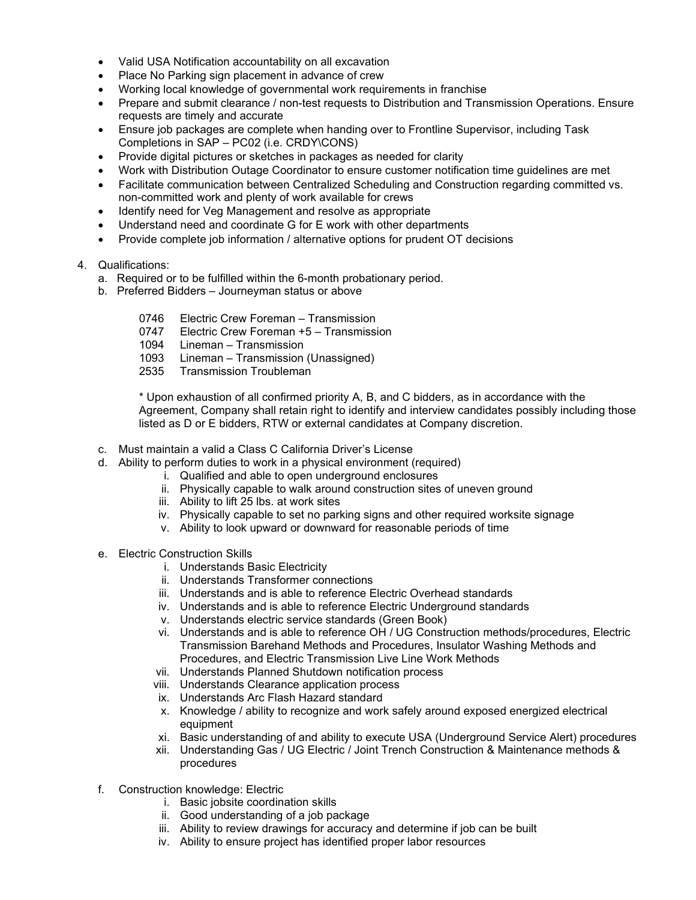- Valid USA Notification accountability on all excavation
- Place No Parking sign placement in advance of crew
- Working local knowledge of governmental work requirements in franchise
- Prepare and submit clearance / non-test requests to Distribution and Transmission Operations. Ensure requests are timely and accurate
- Ensure job packages are complete when handing over to Frontline Supervisor, including Task Completions in SAP – PC02 (i.e. CRDY\CONS)
- Provide digital pictures or sketches in packages as needed for clarity
- Work with Distribution Outage Coordinator to ensure customer notification time guidelines are met
- Facilitate communication between Centralized Scheduling and Construction regarding committed vs. non-committed work and plenty of work available for crews
- Identify need for Veg Management and resolve as appropriate
- Understand need and coordinate G for E work with other departments
- Provide complete job information / alternative options for prudent OT decisions

4. Qualifications:
   a. Required or to be fulfilled within the 6-month probationary period.
   b. Preferred Bidders – Journeyman status or above

      0746 Electric Crew Foreman – Transmission
      0747 Electric Crew Foreman +5 – Transmission
      1094 Lineman – Transmission
      1093 Lineman – Transmission (Unassigned)
      2535 Transmission Troubleman

      * Upon exhaustion of all confirmed priority A, B, and C bidders, as in accordance with the Agreement, Company shall retain right to identify and interview candidates possibly including those listed as D or E bidders, RTW or external candidates at Company discretion.

   c. Must maintain a valid a Class C California Driver's License
   d. Ability to perform duties to work in a physical environment (required)
      i. Qualified and able to open underground enclosures
      ii. Physically capable to walk around construction sites of uneven ground
      iii. Ability to lift 25 lbs. at work sites
      iv. Physically capable to set no parking signs and other required worksite signage
      v. Ability to look upward or downward for reasonable periods of time

   e. Electric Construction Skills
      i. Understands Basic Electricity
      ii. Understands Transformer connections
      iii. Understands and is able to reference Electric Overhead standards
      iv. Understands and is able to reference Electric Underground standards
      v. Understands electric service standards (Green Book)
      vi. Understands and is able to reference OH / UG Construction methods/procedures, Electric Transmission Barehand Methods and Procedures, Insulator Washing Methods and Procedures, and Electric Transmission Live Line Work Methods
      vii. Understands Planned Shutdown notification process
      viii. Understands Clearance application process
      ix. Understands Arc Flash Hazard standard
      x. Knowledge / ability to recognize and work safely around exposed energized electrical equipment
      xi. Basic understanding of and ability to execute USA (Underground Service Alert) procedures
      xii. Understanding Gas / UG Electric / Joint Trench Construction & Maintenance methods & procedures

   f. Construction knowledge: Electric
      i. Basic jobsite coordination skills
      ii. Good understanding of a job package
      iii. Ability to review drawings for accuracy and determine if job can be built
      iv. Ability to ensure project has identified proper labor resources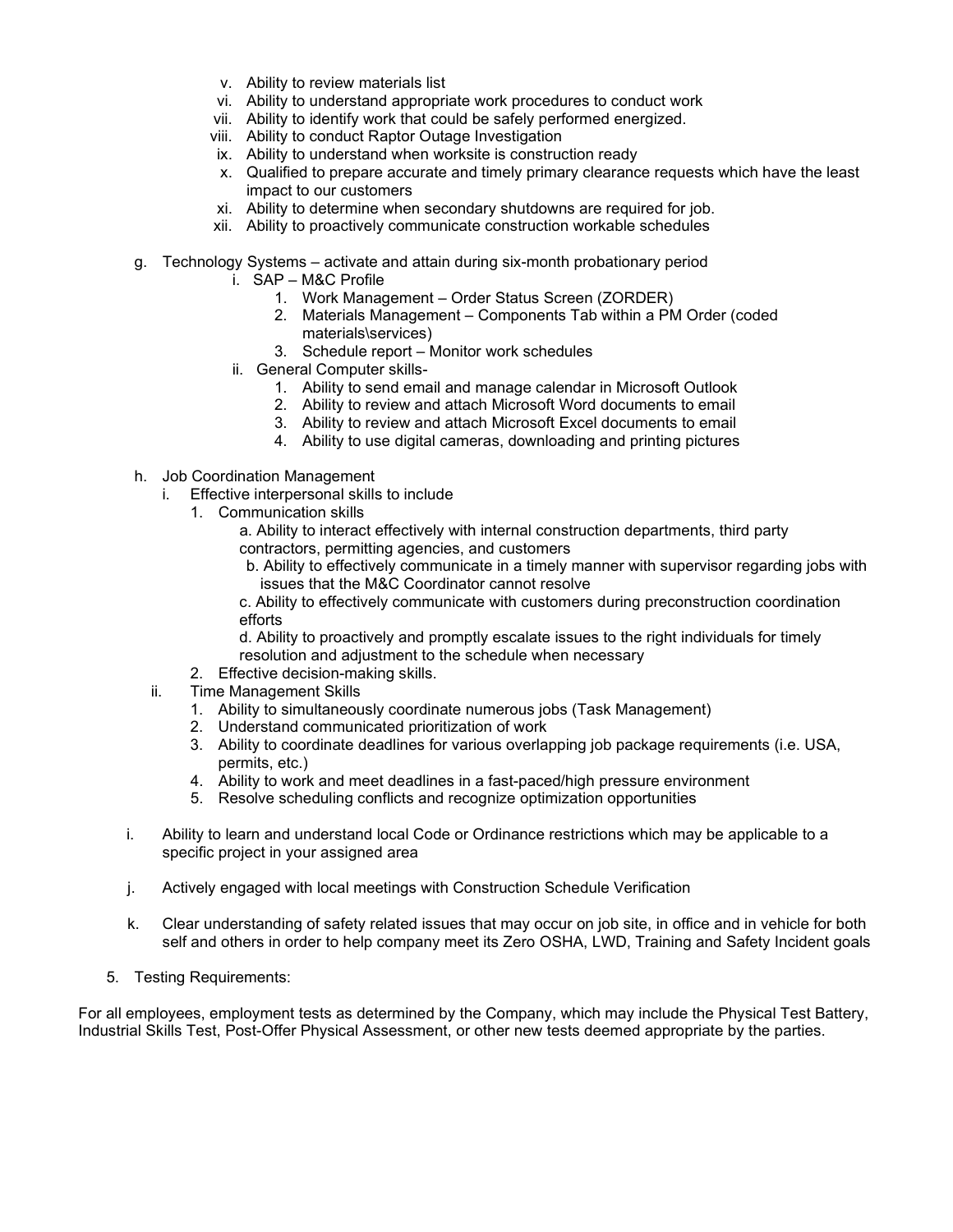v. Ability to review materials list
vi. Ability to understand appropriate work procedures to conduct work
vii. Ability to identify work that could be safely performed energized.
viii. Ability to conduct Raptor Outage Investigation
ix. Ability to understand when worksite is construction ready
x. Qualified to prepare accurate and timely primary clearance requests which have the least impact to our customers
xi. Ability to determine when secondary shutdowns are required for job.
xii. Ability to proactively communicate construction workable schedules

g. Technology Systems – activate and attain during six-month probationary period
   - i. SAP – M&C Profile
     1. Work Management – Order Status Screen (ZORDER)
     2. Materials Management – Components Tab within a PM Order (coded materials\services)
     3. Schedule report – Monitor work schedules
   - ii. General Computer skills-
     1. Ability to send email and manage calendar in Microsoft Outlook
     2. Ability to review and attach Microsoft Word documents to email
     3. Ability to review and attach Microsoft Excel documents to email
     4. Ability to use digital cameras, downloading and printing pictures

h. Job Coordination Management
   - i. Effective interpersonal skills to include
     1. Communication skills
        - a. Ability to interact effectively with internal construction departments, third party contractors, permitting agencies, and customers
        - b. Ability to effectively communicate in a timely manner with supervisor regarding jobs with issues that the M&C Coordinator cannot resolve
        - c. Ability to effectively communicate with customers during preconstruction coordination efforts
        - d. Ability to proactively and promptly escalate issues to the right individuals for timely resolution and adjustment to the schedule when necessary
     2. Effective decision-making skills.
   - ii. Time Management Skills
     1. Ability to simultaneously coordinate numerous jobs (Task Management)
     2. Understand communicated prioritization of work
     3. Ability to coordinate deadlines for various overlapping job package requirements (i.e. USA, permits, etc.)
     4. Ability to work and meet deadlines in a fast-paced/high pressure environment
     5. Resolve scheduling conflicts and recognize optimization opportunities

i. Ability to learn and understand local Code or Ordinance restrictions which may be applicable to a specific project in your assigned area

j. Actively engaged with local meetings with Construction Schedule Verification

k. Clear understanding of safety related issues that may occur on job site, in office and in vehicle for both self and others in order to help company meet its Zero OSHA, LWD, Training and Safety Incident goals

5. Testing Requirements:

For all employees, employment tests as determined by the Company, which may include the Physical Test Battery, Industrial Skills Test, Post-Offer Physical Assessment, or other new tests deemed appropriate by the parties.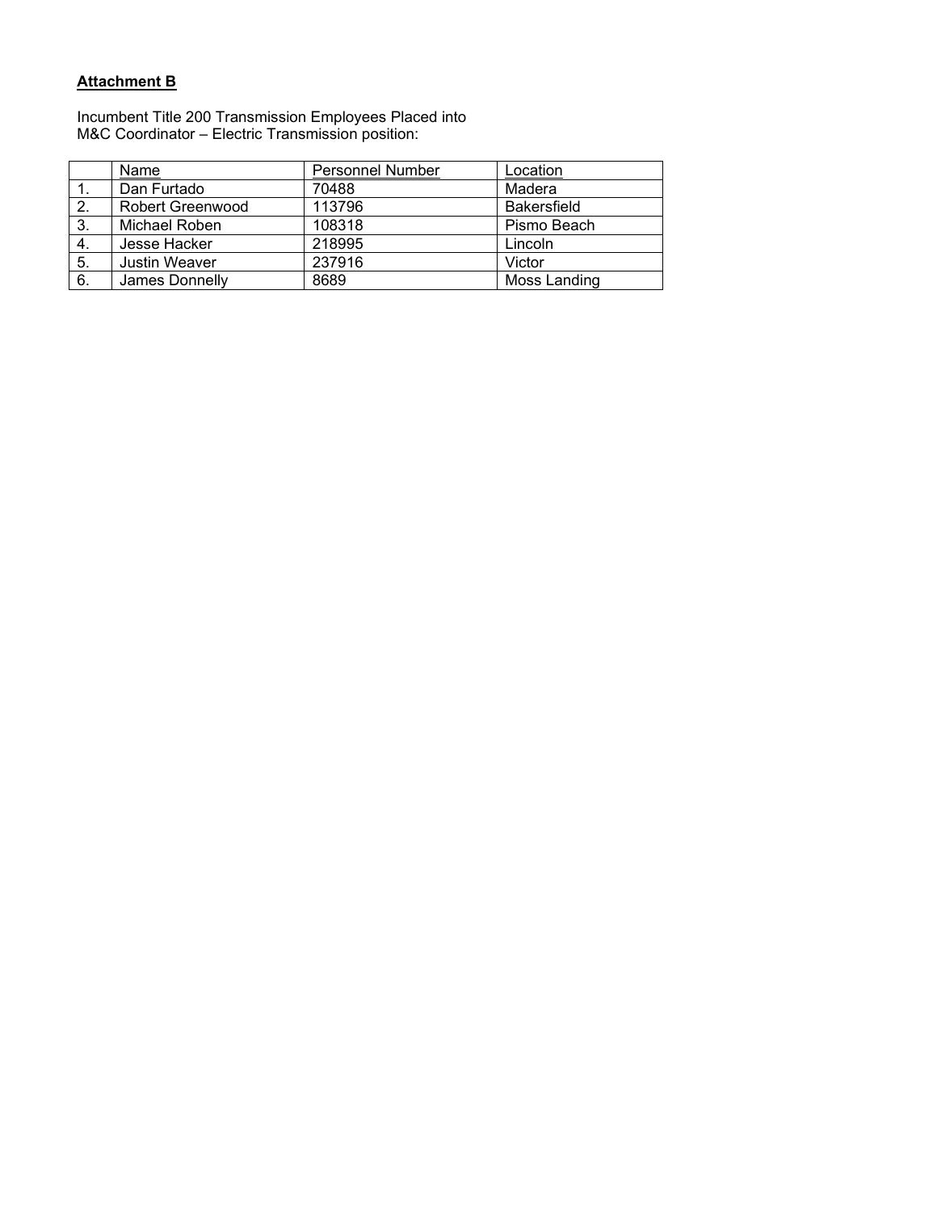**Attachment B**

Incumbent Title 200 Transmission Employees Placed into
M&C Coordinator – Electric Transmission position:

| | Name | Personnel Number | Location |
|---|---|---|---|
| 1. | Dan Furtado | 70488 | Madera |
| 2. | Robert Greenwood | 113796 | Bakersfield |
| 3. | Michael Roben | 108318 | Pismo Beach |
| 4. | Jesse Hacker | 218995 | Lincoln |
| 5. | Justin Weaver | 237916 | Victor |
| 6. | James Donnelly | 8689 | Moss Landing |